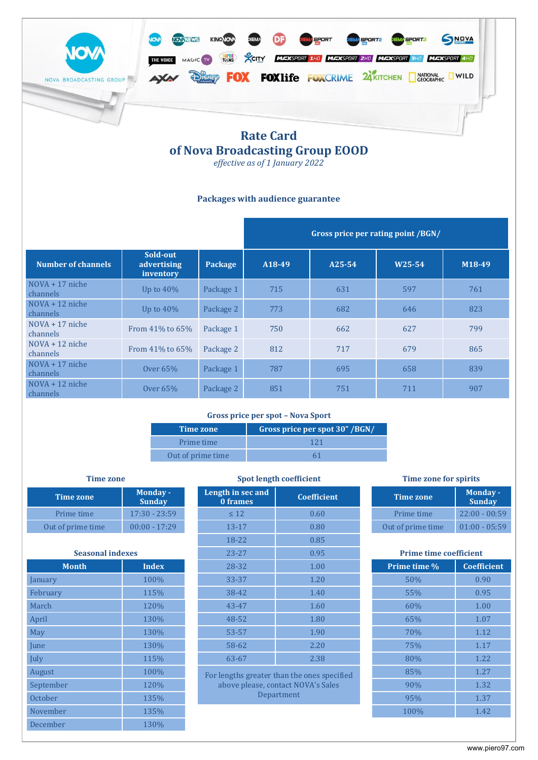# Rate Card
# of Nova Broadcasting Group EOOD

*effective as of 1 January 2022*

### Packages with audience guarantee

| Number of channels | Sold-out advertising inventory | Package | Gross price per rating point /BGN/ | | | |
|---|---|---|---|---|---|---|
| | | | A18-49 | A25-54 | W25-54 | M18-49 |
| NOVA + 17 niche channels | Up to 40% | Package 1 | 715 | 631 | 597 | 761 |
| NOVA + 12 niche channels | Up to 40% | Package 2 | 773 | 682 | 646 | 823 |
| NOVA + 17 niche channels | From 41% to 65% | Package 1 | 750 | 662 | 627 | 799 |
| NOVA + 12 niche channels | From 41% to 65% | Package 2 | 812 | 717 | 679 | 865 |
| NOVA + 17 niche channels | Over 65% | Package 1 | 787 | 695 | 658 | 839 |
| NOVA + 12 niche channels | Over 65% | Package 2 | 851 | 751 | 711 | 907 |

### Gross price per spot – Nova Sport

| Time zone | Gross price per spot 30" /BGN/ |
|---|---|
| Prime time | 121 |
| Out of prime time | 61 |

### Time zone

| Time zone | Monday - Sunday |
|---|---|
| Prime time | 17:30 - 23:59 |
| Out of prime time | 00:00 - 17:29 |

### Seasonal indexes

| Month | Index |
|---|---|
| January | 100% |
| February | 115% |
| March | 120% |
| April | 130% |
| May | 130% |
| June | 130% |
| July | 115% |
| August | 100% |
| September | 120% |
| October | 135% |
| November | 135% |
| December | 130% |

### Spot length coefficient

| Length in sec and 0 frames | Coefficient |
|---|---|
| ≤ 12 | 0.60 |
| 13-17 | 0.80 |
| 18-22 | 0.85 |
| 23-27 | 0.95 |
| 28-32 | 1.00 |
| 33-37 | 1.20 |
| 38-42 | 1.40 |
| 43-47 | 1.60 |
| 48-52 | 1.80 |
| 53-57 | 1.90 |
| 58-62 | 2.20 |
| 63-67 | 2.38 |

For lengths greater than the ones specified above please, contact NOVA's Sales Department

### Time zone for spirits

| Time zone | Monday - Sunday |
|---|---|
| Prime time | 22:00 - 00:59 |
| Out of prime time | 01:00 - 05:59 |

### Prime time coefficient

| Prime time % | Coefficient |
|---|---|
| 50% | 0.90 |
| 55% | 0.95 |
| 60% | 1.00 |
| 65% | 1.07 |
| 70% | 1.12 |
| 75% | 1.17 |
| 80% | 1.22 |
| 85% | 1.27 |
| 90% | 1.32 |
| 95% | 1.37 |
| 100% | 1.42 |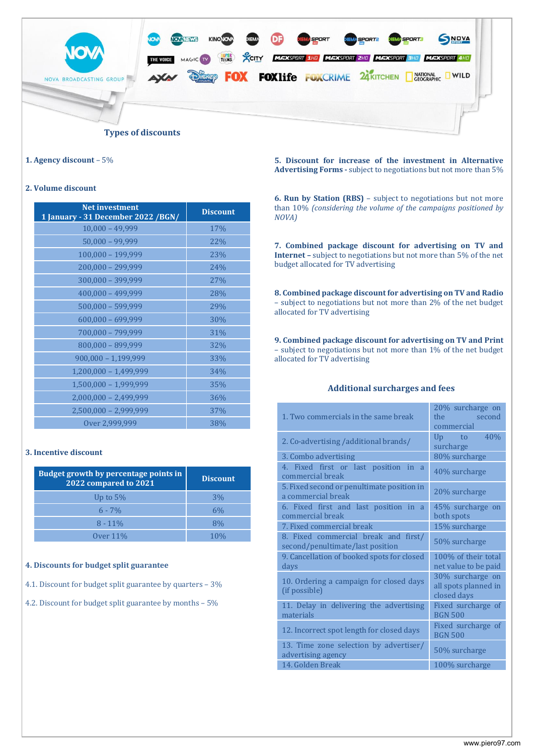## Types of discounts

**1. Agency discount** – 5%

**2. Volume discount**

| Net investment 1 January - 31 December 2022 /BGN/ | Discount |
|---|---|
| 10,000 – 49,999 | 17% |
| 50,000 – 99,999 | 22% |
| 100,000 – 199,999 | 23% |
| 200,000 – 299,999 | 24% |
| 300,000 – 399,999 | 27% |
| 400,000 – 499,999 | 28% |
| 500,000 – 599,999 | 29% |
| 600,000 – 699,999 | 30% |
| 700,000 – 799,999 | 31% |
| 800,000 – 899,999 | 32% |
| 900,000 – 1,199,999 | 33% |
| 1,200,000 – 1,499,999 | 34% |
| 1,500,000 – 1,999,999 | 35% |
| 2,000,000 – 2,499,999 | 36% |
| 2,500,000 – 2,999,999 | 37% |
| Over 2,999,999 | 38% |

**3. Incentive discount**

| Budget growth by percentage points in 2022 compared to 2021 | Discount |
|---|---|
| Up to 5% | 3% |
| 6 - 7% | 6% |
| 8 - 11% | 8% |
| Over 11% | 10% |

**4. Discounts for budget split guarantee**

4.1. Discount for budget split guarantee by quarters – 3%

4.2. Discount for budget split guarantee by months – 5%

**5. Discount for increase of the investment in Alternative Advertising Forms -** subject to negotiations but not more than 5%

**6. Run by Station (RBS)** – subject to negotiations but not more than 10% *(considering the volume of the campaigns positioned by NOVA)*

**7. Combined package discount for advertising on TV and Internet –** subject to negotiations but not more than 5% of the net budget allocated for TV advertising

**8. Combined package discount for advertising on TV and Radio** – subject to negotiations but not more than 2% of the net budget allocated for TV advertising

**9. Combined package discount for advertising on TV and Print** – subject to negotiations but not more than 1% of the net budget allocated for TV advertising

### Additional surcharges and fees

| | |
|---|---|
| 1. Two commercials in the same break | 20% surcharge on the second commercial |
| 2. Co-advertising /additional brands/ | Up to 40% surcharge |
| 3. Combo advertising | 80% surcharge |
| 4. Fixed first or last position in a commercial break | 40% surcharge |
| 5. Fixed second or penultimate position in a commercial break | 20% surcharge |
| 6. Fixed first and last position in a commercial break | 45% surcharge on both spots |
| 7. Fixed commercial break | 15% surcharge |
| 8. Fixed commercial break and first/ second/penultimate/last position | 50% surcharge |
| 9. Cancellation of booked spots for closed days | 100% of their total net value to be paid |
| 10. Ordering a campaign for closed days (if possible) | 30% surcharge on all spots planned in closed days |
| 11. Delay in delivering the advertising materials | Fixed surcharge of BGN 500 |
| 12. Incorrect spot length for closed days | Fixed surcharge of BGN 500 |
| 13. Time zone selection by advertiser/ advertising agency | 50% surcharge |
| 14. Golden Break | 100% surcharge |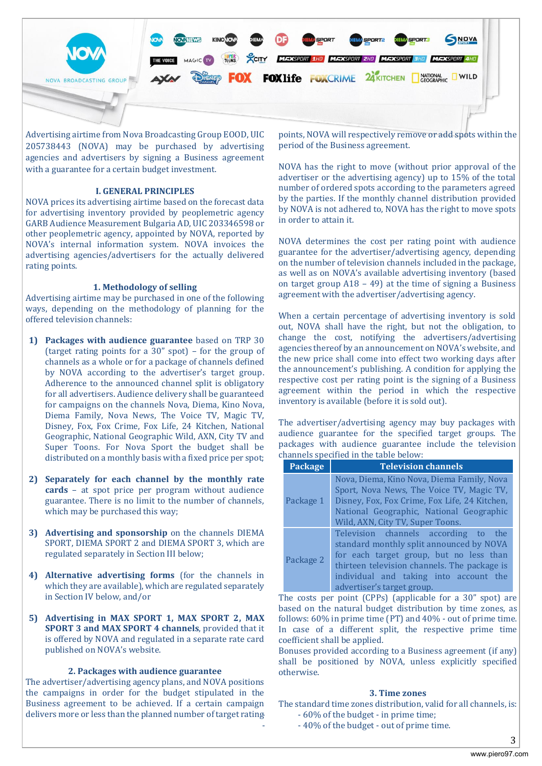Advertising airtime from Nova Broadcasting Group EOOD, UIC 205738443 (NOVA) may be purchased by advertising agencies and advertisers by signing a Business agreement with a guarantee for a certain budget investment.

## I. GENERAL PRINCIPLES

NOVA prices its advertising airtime based on the forecast data for advertising inventory provided by peoplemetric agency GARB Audience Measurement Bulgaria AD, UIC 203346598 or other peoplemetric agency, appointed by NOVA, reported by NOVA's internal information system. NOVA invoices the advertising agencies/advertisers for the actually delivered rating points.

### 1. Methodology of selling

Advertising airtime may be purchased in one of the following ways, depending on the methodology of planning for the offered television channels:

1) **Packages with audience guarantee** based on TRP 30 (target rating points for a 30" spot) – for the group of channels as a whole or for a package of channels defined by NOVA according to the advertiser's target group. Adherence to the announced channel split is obligatory for all advertisers. Audience delivery shall be guaranteed for campaigns on the channels Nova, Diema, Kino Nova, Diema Family, Nova News, The Voice TV, Magic TV, Disney, Fox, Fox Crime, Fox Life, 24 Kitchen, National Geographic, National Geographic Wild, AXN, City TV and Super Toons. For Nova Sport the budget shall be distributed on a monthly basis with a fixed price per spot;

2) **Separately for each channel by the monthly rate cards** – at spot price per program without audience guarantee. There is no limit to the number of channels, which may be purchased this way;

3) **Advertising and sponsorship** on the channels DIEMA SPORT, DIEMA SPORT 2 and DIEMA SPORT 3, which are regulated separately in Section III below;

4) **Alternative advertising forms** (for the channels in which they are available), which are regulated separately in Section IV below, and/or

5) **Advertising in MAX SPORT 1, MAX SPORT 2, MAX SPORT 3 and MAX SPORT 4 channels**, provided that it is offered by NOVA and regulated in a separate rate card published on NOVA's website.

### 2. Packages with audience guarantee

The advertiser/advertising agency plans, and NOVA positions the campaigns in order for the budget stipulated in the Business agreement to be achieved. If a certain campaign delivers more or less than the planned number of target rating points, NOVA will respectively remove or add spots within the period of the Business agreement.

NOVA has the right to move (without prior approval of the advertiser or the advertising agency) up to 15% of the total number of ordered spots according to the parameters agreed by the parties. If the monthly channel distribution provided by NOVA is not adhered to, NOVA has the right to move spots in order to attain it.

NOVA determines the cost per rating point with audience guarantee for the advertiser/advertising agency, depending on the number of television channels included in the package, as well as on NOVA's available advertising inventory (based on target group A18 – 49) at the time of signing a Business agreement with the advertiser/advertising agency.

When a certain percentage of advertising inventory is sold out, NOVA shall have the right, but not the obligation, to change the cost, notifying the advertisers/advertising agencies thereof by an announcement on NOVA's website, and the new price shall come into effect two working days after the announcement's publishing. A condition for applying the respective cost per rating point is the signing of a Business agreement within the period in which the respective inventory is available (before it is sold out).

The advertiser/advertising agency may buy packages with audience guarantee for the specified target groups. The packages with audience guarantee include the television channels specified in the table below:

| Package | Television channels |
|---|---|
| Package 1 | Nova, Diema, Kino Nova, Diema Family, Nova Sport, Nova News, The Voice TV, Magic TV, Disney, Fox, Fox Crime, Fox Life, 24 Kitchen, National Geographic, National Geographic Wild, AXN, City TV, Super Toons. |
| Package 2 | Television channels according to the standard monthly split announced by NOVA for each target group, but no less than thirteen television channels. The package is individual and taking into account the advertiser's target group. |

The costs per point (CPPs) (applicable for a 30" spot) are based on the natural budget distribution by time zones, as follows: 60% in prime time (PT) and 40% - out of prime time. In case of a different split, the respective prime time coefficient shall be applied.

Bonuses provided according to a Business agreement (if any) shall be positioned by NOVA, unless explicitly specified otherwise.

### 3. Time zones

The standard time zones distribution, valid for all channels, is:

- 60% of the budget - in prime time;
- 40% of the budget - out of prime time.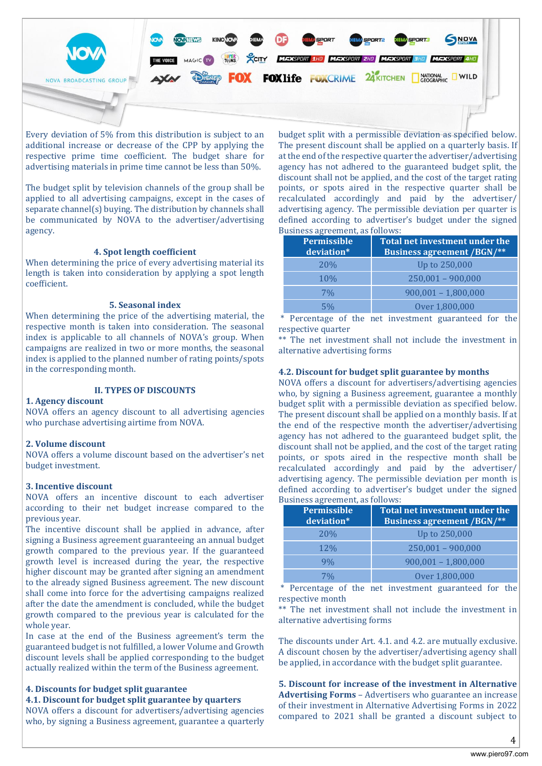Every deviation of 5% from this distribution is subject to an additional increase or decrease of the CPP by applying the respective prime time coefficient. The budget share for advertising materials in prime time cannot be less than 50%.

The budget split by television channels of the group shall be applied to all advertising campaigns, except in the cases of separate channel(s) buying. The distribution by channels shall be communicated by NOVA to the advertiser/advertising agency.

### 4. Spot length coefficient

When determining the price of every advertising material its length is taken into consideration by applying a spot length coefficient.

### 5. Seasonal index

When determining the price of the advertising material, the respective month is taken into consideration. The seasonal index is applicable to all channels of NOVA's group. When campaigns are realized in two or more months, the seasonal index is applied to the planned number of rating points/spots in the corresponding month.

## II. TYPES OF DISCOUNTS

### 1. Agency discount

NOVA offers an agency discount to all advertising agencies who purchase advertising airtime from NOVA.

### 2. Volume discount

NOVA offers a volume discount based on the advertiser's net budget investment.

### 3. Incentive discount

NOVA offers an incentive discount to each advertiser according to their net budget increase compared to the previous year.

The incentive discount shall be applied in advance, after signing a Business agreement guaranteeing an annual budget growth compared to the previous year. If the guaranteed growth level is increased during the year, the respective higher discount may be granted after signing an amendment to the already signed Business agreement. The new discount shall come into force for the advertising campaigns realized after the date the amendment is concluded, while the budget growth compared to the previous year is calculated for the whole year.

In case at the end of the Business agreement's term the guaranteed budget is not fulfilled, a lower Volume and Growth discount levels shall be applied corresponding to the budget actually realized within the term of the Business agreement.

### 4. Discounts for budget split guarantee

#### 4.1. Discount for budget split guarantee by quarters

NOVA offers a discount for advertisers/advertising agencies who, by signing a Business agreement, guarantee a quarterly budget split with a permissible deviation as specified below. The present discount shall be applied on a quarterly basis. If at the end of the respective quarter the advertiser/advertising agency has not adhered to the guaranteed budget split, the discount shall not be applied, and the cost of the target rating points, or spots aired in the respective quarter shall be recalculated accordingly and paid by the advertiser/advertising agency. The permissible deviation per quarter is defined according to advertiser's budget under the signed Business agreement, as follows:

| Permissible deviation* | Total net investment under the Business agreement /BGN/** |
|---|---|
| 20% | Up to 250,000 |
| 10% | 250,001 – 900,000 |
| 7% | 900,001 – 1,800,000 |
| 5% | Over 1,800,000 |

\* Percentage of the net investment guaranteed for the respective quarter

\*\* The net investment shall not include the investment in alternative advertising forms

#### 4.2. Discount for budget split guarantee by months

NOVA offers a discount for advertisers/advertising agencies who, by signing a Business agreement, guarantee a monthly budget split with a permissible deviation as specified below. The present discount shall be applied on a monthly basis. If at the end of the respective month the advertiser/advertising agency has not adhered to the guaranteed budget split, the discount shall not be applied, and the cost of the target rating points, or spots aired in the respective month shall be recalculated accordingly and paid by the advertiser/advertising agency. The permissible deviation per month is defined according to advertiser's budget under the signed Business agreement, as follows:

| Permissible deviation* | Total net investment under the Business agreement /BGN/** |
|---|---|
| 20% | Up to 250,000 |
| 12% | 250,001 – 900,000 |
| 9% | 900,001 – 1,800,000 |
| 7% | Over 1,800,000 |

\* Percentage of the net investment guaranteed for the respective month

\*\* The net investment shall not include the investment in alternative advertising forms

The discounts under Art. 4.1. and 4.2. are mutually exclusive. A discount chosen by the advertiser/advertising agency shall be applied, in accordance with the budget split guarantee.

**5. Discount for increase of the investment in Alternative Advertising Forms** – Advertisers who guarantee an increase of their investment in Alternative Advertising Forms in 2022 compared to 2021 shall be granted a discount subject to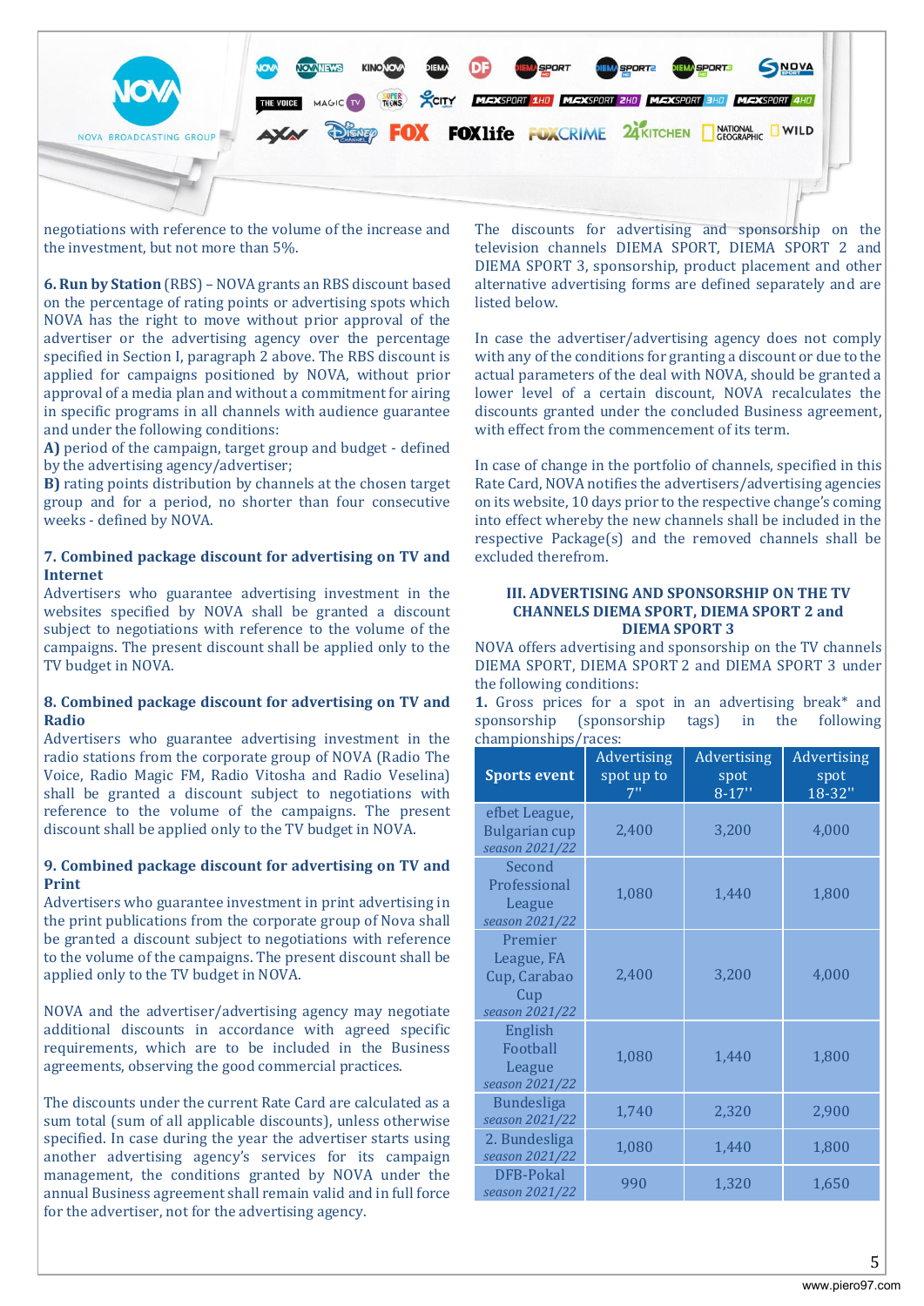negotiations with reference to the volume of the increase and the investment, but not more than 5%.

**6. Run by Station** (RBS) – NOVA grants an RBS discount based on the percentage of rating points or advertising spots which NOVA has the right to move without prior approval of the advertiser or the advertising agency over the percentage specified in Section I, paragraph 2 above. The RBS discount is applied for campaigns positioned by NOVA, without prior approval of a media plan and without a commitment for airing in specific programs in all channels with audience guarantee and under the following conditions:

**A)** period of the campaign, target group and budget - defined by the advertising agency/advertiser;

**B)** rating points distribution by channels at the chosen target group and for a period, no shorter than four consecutive weeks - defined by NOVA.

**7. Combined package discount for advertising on TV and Internet**

Advertisers who guarantee advertising investment in the websites specified by NOVA shall be granted a discount subject to negotiations with reference to the volume of the campaigns. The present discount shall be applied only to the TV budget in NOVA.

**8. Combined package discount for advertising on TV and Radio**

Advertisers who guarantee advertising investment in the radio stations from the corporate group of NOVA (Radio The Voice, Radio Magic FM, Radio Vitosha and Radio Veselina) shall be granted a discount subject to negotiations with reference to the volume of the campaigns. The present discount shall be applied only to the TV budget in NOVA.

**9. Combined package discount for advertising on TV and Print**

Advertisers who guarantee investment in print advertising in the print publications from the corporate group of Nova shall be granted a discount subject to negotiations with reference to the volume of the campaigns. The present discount shall be applied only to the TV budget in NOVA.

NOVA and the advertiser/advertising agency may negotiate additional discounts in accordance with agreed specific requirements, which are to be included in the Business agreements, observing the good commercial practices.

The discounts under the current Rate Card are calculated as a sum total (sum of all applicable discounts), unless otherwise specified. In case during the year the advertiser starts using another advertising agency's services for its campaign management, the conditions granted by NOVA under the annual Business agreement shall remain valid and in full force for the advertiser, not for the advertising agency.

The discounts for advertising and sponsorship on the television channels DIEMA SPORT, DIEMA SPORT 2 and DIEMA SPORT 3, sponsorship, product placement and other alternative advertising forms are defined separately and are listed below.

In case the advertiser/advertising agency does not comply with any of the conditions for granting a discount or due to the actual parameters of the deal with NOVA, should be granted a lower level of a certain discount, NOVA recalculates the discounts granted under the concluded Business agreement, with effect from the commencement of its term.

In case of change in the portfolio of channels, specified in this Rate Card, NOVA notifies the advertisers/advertising agencies on its website, 10 days prior to the respective change's coming into effect whereby the new channels shall be included in the respective Package(s) and the removed channels shall be excluded therefrom.

## III. ADVERTISING AND SPONSORSHIP ON THE TV CHANNELS DIEMA SPORT, DIEMA SPORT 2 and DIEMA SPORT 3

NOVA offers advertising and sponsorship on the TV channels DIEMA SPORT, DIEMA SPORT 2 and DIEMA SPORT 3 under the following conditions:

**1.** Gross prices for a spot in an advertising break* and sponsorship (sponsorship tags) in the following championships/races:

| Sports event | Advertising spot up to 7'' | Advertising spot 8-17'' | Advertising spot 18-32'' |
|---|---|---|---|
| efbet League, Bulgarian cup *season 2021/22* | 2,400 | 3,200 | 4,000 |
| Second Professional League *season 2021/22* | 1,080 | 1,440 | 1,800 |
| Premier League, FA Cup, Carabao Cup *season 2021/22* | 2,400 | 3,200 | 4,000 |
| English Football League *season 2021/22* | 1,080 | 1,440 | 1,800 |
| Bundesliga *season 2021/22* | 1,740 | 2,320 | 2,900 |
| 2. Bundesliga *season 2021/22* | 1,080 | 1,440 | 1,800 |
| DFB-Pokal *season 2021/22* | 990 | 1,320 | 1,650 |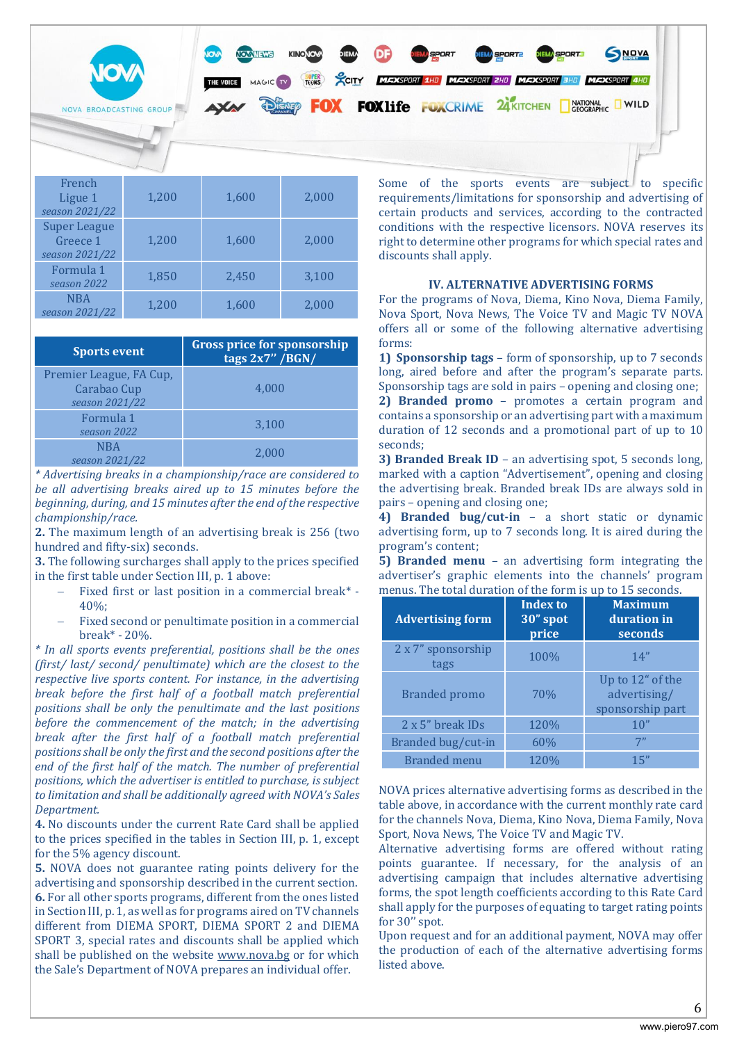| French Ligue 1 *season 2021/22* | 1,200 | 1,600 | 2,000 |
|---|---|---|---|
| Super League Greece 1 *season 2021/22* | 1,200 | 1,600 | 2,000 |
| Formula 1 *season 2022* | 1,850 | 2,450 | 3,100 |
| NBA *season 2021/22* | 1,200 | 1,600 | 2,000 |

| Sports event | Gross price for sponsorship tags 2x7'' /BGN/ |
|---|---|
| Premier League, FA Cup, Carabao Cup *season 2021/22* | 4,000 |
| Formula 1 *season 2022* | 3,100 |
| NBA *season 2021/22* | 2,000 |

*\* Advertising breaks in a championship/race are considered to be all advertising breaks aired up to 15 minutes before the beginning, during, and 15 minutes after the end of the respective championship/race.*

**2.** The maximum length of an advertising break is 256 (two hundred and fifty-six) seconds.

**3.** The following surcharges shall apply to the prices specified in the first table under Section III, p. 1 above:

- Fixed first or last position in a commercial break* - 40%;
- Fixed second or penultimate position in a commercial break* - 20%.

*\* In all sports events preferential, positions shall be the ones (first/ last/ second/ penultimate) which are the closest to the respective live sports content. For instance, in the advertising break before the first half of a football match preferential positions shall be only the penultimate and the last positions before the commencement of the match; in the advertising break after the first half of a football match preferential positions shall be only the first and the second positions after the end of the first half of the match. The number of preferential positions, which the advertiser is entitled to purchase, is subject to limitation and shall be additionally agreed with NOVA's Sales Department.*

**4.** No discounts under the current Rate Card shall be applied to the prices specified in the tables in Section III, p. 1, except for the 5% agency discount.

**5.** NOVA does not guarantee rating points delivery for the advertising and sponsorship described in the current section.

**6.** For all other sports programs, different from the ones listed in Section III, p. 1, as well as for programs aired on TV channels different from DIEMA SPORT, DIEMA SPORT 2 and DIEMA SPORT 3, special rates and discounts shall be applied which shall be published on the website www.nova.bg or for which the Sale's Department of NOVA prepares an individual offer.

Some of the sports events are subject to specific requirements/limitations for sponsorship and advertising of certain products and services, according to the contracted conditions with the respective licensors. NOVA reserves its right to determine other programs for which special rates and discounts shall apply.

## IV. ALTERNATIVE ADVERTISING FORMS

For the programs of Nova, Diema, Kino Nova, Diema Family, Nova Sport, Nova News, The Voice TV and Magic TV NOVA offers all or some of the following alternative advertising forms:

**1) Sponsorship tags** – form of sponsorship, up to 7 seconds long, aired before and after the program's separate parts. Sponsorship tags are sold in pairs – opening and closing one;

**2) Branded promo** – promotes a certain program and contains a sponsorship or an advertising part with a maximum duration of 12 seconds and a promotional part of up to 10 seconds;

**3) Branded Break ID** – an advertising spot, 5 seconds long, marked with a caption "Advertisement", opening and closing the advertising break. Branded break IDs are always sold in pairs – opening and closing one;

**4) Branded bug/cut-in** – a short static or dynamic advertising form, up to 7 seconds long. It is aired during the program's content;

**5) Branded menu** – an advertising form integrating the advertiser's graphic elements into the channels' program menus. The total duration of the form is up to 15 seconds.

| Advertising form | Index to 30" spot price | Maximum duration in seconds |
|---|---|---|
| 2 x 7" sponsorship tags | 100% | 14" |
| Branded promo | 70% | Up to 12" of the advertising/ sponsorship part |
| 2 x 5" break IDs | 120% | 10" |
| Branded bug/cut-in | 60% | 7" |
| Branded menu | 120% | 15" |

NOVA prices alternative advertising forms as described in the table above, in accordance with the current monthly rate card for the channels Nova, Diema, Kino Nova, Diema Family, Nova Sport, Nova News, The Voice TV and Magic TV.

Alternative advertising forms are offered without rating points guarantee. If necessary, for the analysis of an advertising campaign that includes alternative advertising forms, the spot length coefficients according to this Rate Card shall apply for the purposes of equating to target rating points for 30'' spot.

Upon request and for an additional payment, NOVA may offer the production of each of the alternative advertising forms listed above.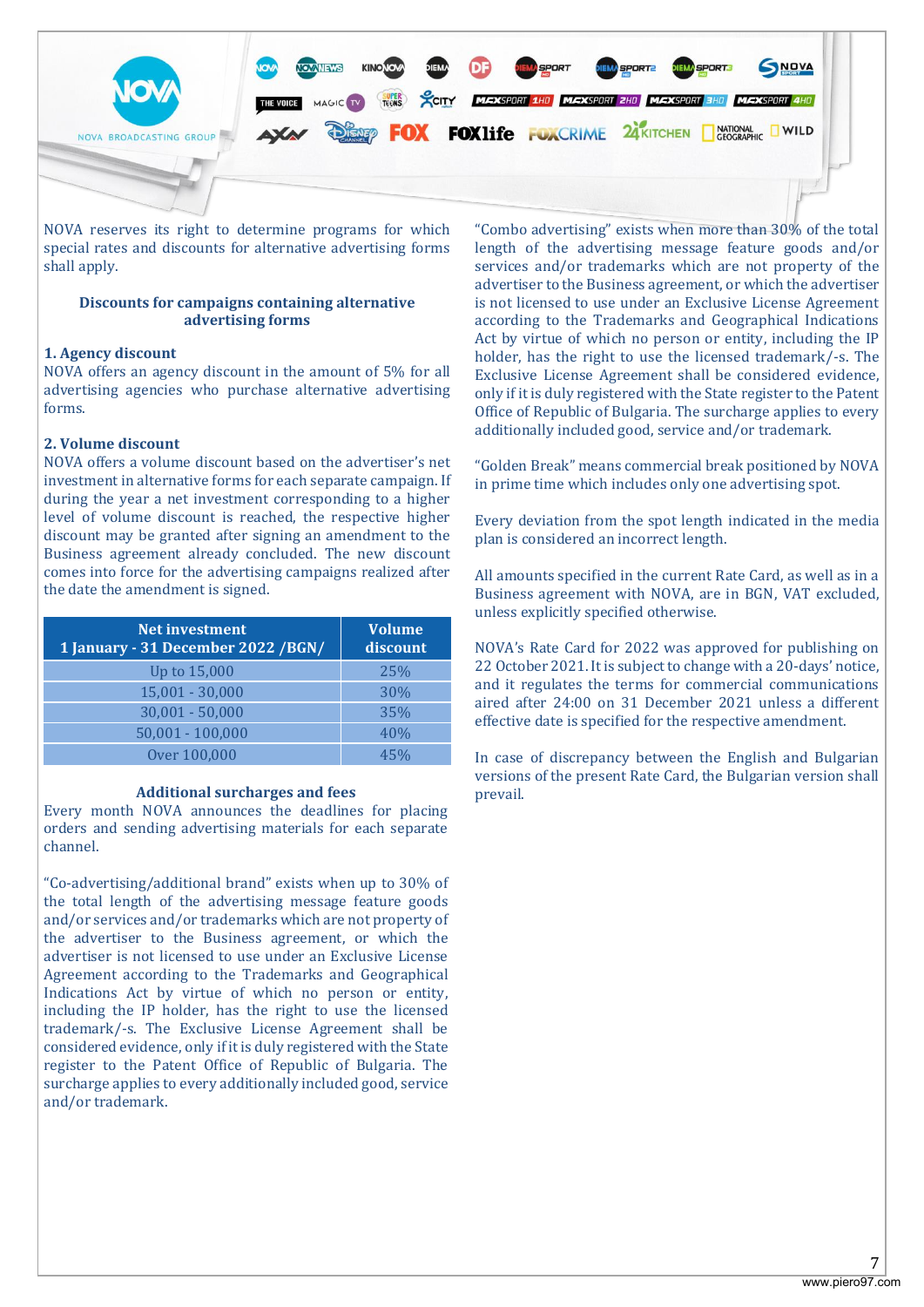NOVA reserves its right to determine programs for which special rates and discounts for alternative advertising forms shall apply.

### Discounts for campaigns containing alternative advertising forms

**1. Agency discount**

NOVA offers an agency discount in the amount of 5% for all advertising agencies who purchase alternative advertising forms.

**2. Volume discount**

NOVA offers a volume discount based on the advertiser's net investment in alternative forms for each separate campaign. If during the year a net investment corresponding to a higher level of volume discount is reached, the respective higher discount may be granted after signing an amendment to the Business agreement already concluded. The new discount comes into force for the advertising campaigns realized after the date the amendment is signed.

| Net investment 1 January - 31 December 2022 /BGN/ | Volume discount |
|---|---|
| Up to 15,000 | 25% |
| 15,001 - 30,000 | 30% |
| 30,001 - 50,000 | 35% |
| 50,001 - 100,000 | 40% |
| Over 100,000 | 45% |

### Additional surcharges and fees

Every month NOVA announces the deadlines for placing orders and sending advertising materials for each separate channel.

"Co-advertising/additional brand" exists when up to 30% of the total length of the advertising message feature goods and/or services and/or trademarks which are not property of the advertiser to the Business agreement, or which the advertiser is not licensed to use under an Exclusive License Agreement according to the Trademarks and Geographical Indications Act by virtue of which no person or entity, including the IP holder, has the right to use the licensed trademark/-s. The Exclusive License Agreement shall be considered evidence, only if it is duly registered with the State register to the Patent Office of Republic of Bulgaria. The surcharge applies to every additionally included good, service and/or trademark.

"Combo advertising" exists when more than 30% of the total length of the advertising message feature goods and/or services and/or trademarks which are not property of the advertiser to the Business agreement, or which the advertiser is not licensed to use under an Exclusive License Agreement according to the Trademarks and Geographical Indications Act by virtue of which no person or entity, including the IP holder, has the right to use the licensed trademark/-s. The Exclusive License Agreement shall be considered evidence, only if it is duly registered with the State register to the Patent Office of Republic of Bulgaria. The surcharge applies to every additionally included good, service and/or trademark.

"Golden Break" means commercial break positioned by NOVA in prime time which includes only one advertising spot.

Every deviation from the spot length indicated in the media plan is considered an incorrect length.

All amounts specified in the current Rate Card, as well as in a Business agreement with NOVA, are in BGN, VAT excluded, unless explicitly specified otherwise.

NOVA's Rate Card for 2022 was approved for publishing on 22 October 2021. It is subject to change with a 20-days' notice, and it regulates the terms for commercial communications aired after 24:00 on 31 December 2021 unless a different effective date is specified for the respective amendment.

In case of discrepancy between the English and Bulgarian versions of the present Rate Card, the Bulgarian version shall prevail.